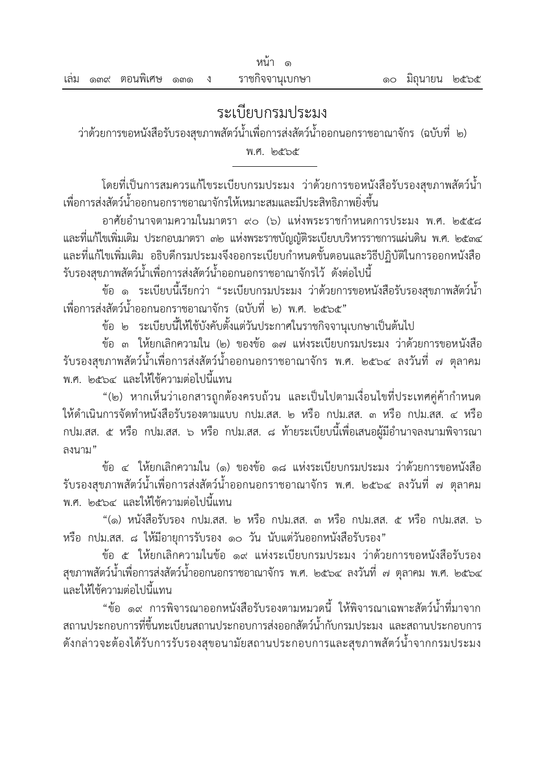# ระเบียบกรมประมง

ว่าด้วยการขอหนังสือรับรองสุขภาพสัตว์น้ำเพื่อการส่งสัตว์น้ำออกนอกราชอาณาจักร (ฉบับที่ ๒)

พ.ศ. ๒๕๖๕

---

โดยที่เป็นการสมควรแก้ไขระเบียบกรมประมง ว่าด้วยการขอหนังสือรับรองสุขภาพสัตว์น้ำเพื่อการส่งสัตว์น้ำออกนอกราชอาณาจักรให้เหมาะสมและมีประสิทธิภาพยิ่งขึ้น

อาศัยอำนาจตามความในมาตรา ๙๐ (๖) แห่งพระราชกำหนดการประมง พ.ศ. ๒๕๕๘ และที่แก้ไขเพิ่มเติม ประกอบมาตรา ๓๒ แห่งพระราชบัญญัติระเบียบบริหารราชการแผ่นดิน พ.ศ. ๒๕๓๔ และที่แก้ไขเพิ่มเติม อธิบดีกรมประมงจึงออกระเบียบกำหนดขั้นตอนและวิธีปฏิบัติในการออกหนังสือรับรองสุขภาพสัตว์น้ำเพื่อการส่งสัตว์น้ำออกนอกราชอาณาจักรไว้ ดังต่อไปนี้

ข้อ ๑ ระเบียบนี้เรียกว่า "ระเบียบกรมประมง ว่าด้วยการขอหนังสือรับรองสุขภาพสัตว์น้ำเพื่อการส่งสัตว์น้ำออกนอกราชอาณาจักร (ฉบับที่ ๒) พ.ศ. ๒๕๖๕"

ข้อ ๒ ระเบียบนี้ให้ใช้บังคับตั้งแต่วันประกาศในราชกิจจานุเบกษาเป็นต้นไป

ข้อ ๓ ให้ยกเลิกความใน (๒) ของข้อ ๑๗ แห่งระเบียบกรมประมง ว่าด้วยการขอหนังสือรับรองสุขภาพสัตว์น้ำเพื่อการส่งสัตว์น้ำออกนอกราชอาณาจักร พ.ศ. ๒๕๖๔ ลงวันที่ ๗ ตุลาคม พ.ศ. ๒๕๖๔ และให้ใช้ความต่อไปนี้แทน

"(๒) หากเห็นว่าเอกสารถูกต้องครบถ้วน และเป็นไปตามเงื่อนไขที่ประเทศคู่ค้ากำหนด ให้ดำเนินการจัดทำหนังสือรับรองตามแบบ กปม.สส. ๒ หรือ กปม.สส. ๓ หรือ กปม.สส. ๔ หรือ กปม.สส. ๕ หรือ กปม.สส. ๖ หรือ กปม.สส. ๘ ท้ายระเบียบนี้เพื่อเสนอผู้มีอำนาจลงนามพิจารณาลงนาม"

ข้อ ๔ ให้ยกเลิกความใน (๑) ของข้อ ๑๘ แห่งระเบียบกรมประมง ว่าด้วยการขอหนังสือรับรองสุขภาพสัตว์น้ำเพื่อการส่งสัตว์น้ำออกนอกราชอาณาจักร พ.ศ. ๒๕๖๔ ลงวันที่ ๗ ตุลาคม พ.ศ. ๒๕๖๔ และให้ใช้ความต่อไปนี้แทน

"(๑) หนังสือรับรอง กปม.สส. ๒ หรือ กปม.สส. ๓ หรือ กปม.สส. ๕ หรือ กปม.สส. ๖ หรือ กปม.สส. ๘ ให้มีอายุการรับรอง ๑๐ วัน นับแต่วันออกหนังสือรับรอง"

ข้อ ๕ ให้ยกเลิกความในข้อ ๑๙ แห่งระเบียบกรมประมง ว่าด้วยการขอหนังสือรับรองสุขภาพสัตว์น้ำเพื่อการส่งสัตว์น้ำออกนอกราชอาณาจักร พ.ศ. ๒๕๖๔ ลงวันที่ ๗ ตุลาคม พ.ศ. ๒๕๖๔ และให้ใช้ความต่อไปนี้แทน

"ข้อ ๑๙ การพิจารณาออกหนังสือรับรองตามหมวดนี้ ให้พิจารณาเฉพาะสัตว์น้ำที่มาจากสถานประกอบการที่ขึ้นทะเบียนสถานประกอบการส่งออกสัตว์น้ำกับกรมประมง และสถานประกอบการดังกล่าวจะต้องได้รับการรับรองสุขอนามัยสถานประกอบการและสุขภาพสัตว์น้ำจากกรมประมง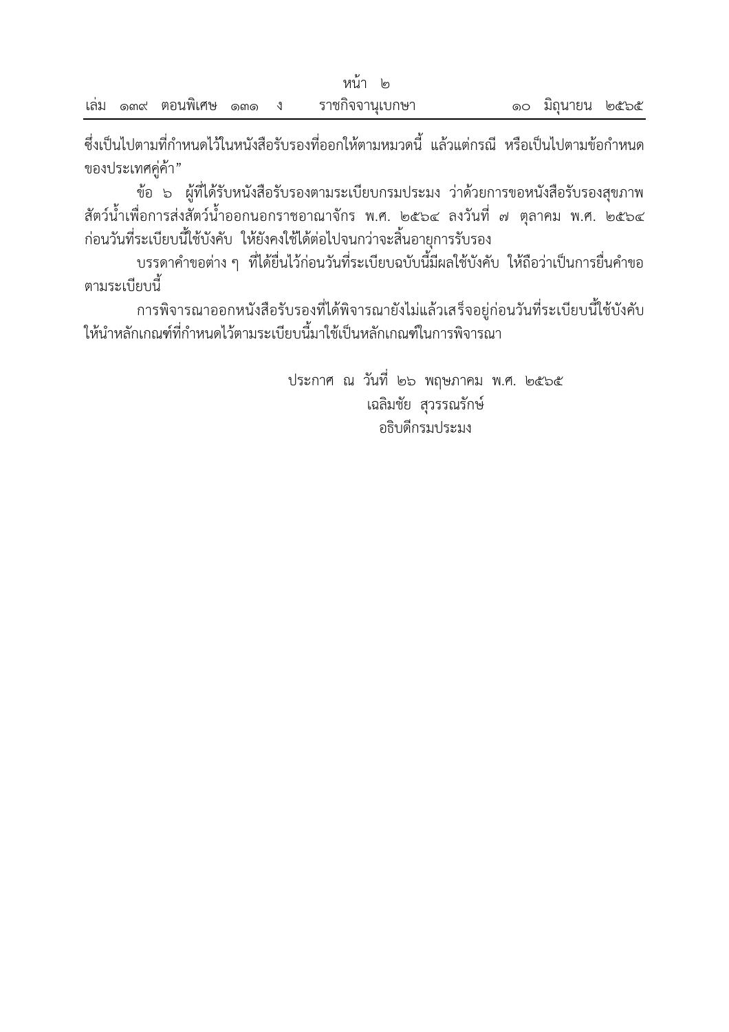ซึ่งเป็นไปตามที่กำหนดไว้ในหนังสือรับรองที่ออกให้ตามหมวดนี้ แล้วแต่กรณี หรือเป็นไปตามข้อกำหนดของประเทศคู่ค้า”

ข้อ ๖ ผู้ที่ได้รับหนังสือรับรองตามระเบียบกรมประมง ว่าด้วยการขอหนังสือรับรองสุขภาพสัตว์น้ำเพื่อการส่งสัตว์น้ำออกนอกราชอาณาจักร พ.ศ. ๒๕๖๔ ลงวันที่ ๗ ตุลาคม พ.ศ. ๒๕๖๔ ก่อนวันที่ระเบียบนี้ใช้บังคับ ให้ยังคงใช้ได้ต่อไปจนกว่าจะสิ้นอายุการรับรอง

บรรดาคำขอต่าง ๆ ที่ได้ยื่นไว้ก่อนวันที่ระเบียบฉบับนี้มีผลใช้บังคับ ให้ถือว่าเป็นการยื่นคำขอตามระเบียบนี้

การพิจารณาออกหนังสือรับรองที่ได้พิจารณายังไม่แล้วเสร็จอยู่ก่อนวันที่ระเบียบนี้ใช้บังคับ ให้นำหลักเกณฑ์ที่กำหนดไว้ตามระเบียบนี้มาใช้เป็นหลักเกณฑ์ในการพิจารณา

ประกาศ ณ วันที่ ๒๖ พฤษภาคม พ.ศ. ๒๕๖๕

เฉลิมชัย สุวรรณรักษ์

อธิบดีกรมประมง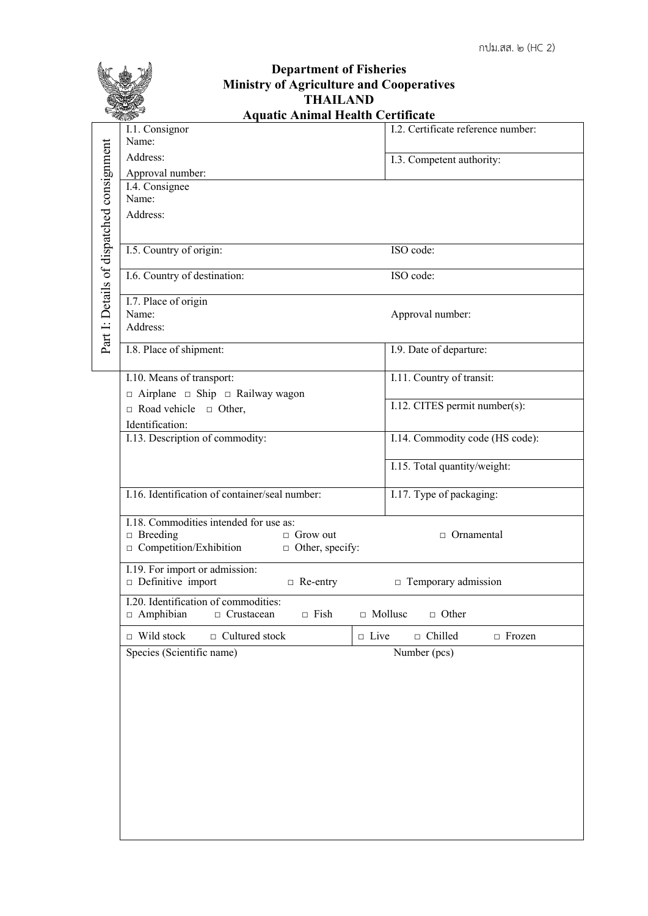กปม.สส. ๒ (HC 2)

**Department of Fisheries**
**Ministry of Agriculture and Cooperatives**
**THAILAND**
**Aquatic Animal Health Certificate**

Part I: Details of dispatched consignment

| | |
|---|---|
| I.1. Consignor<br>Name:<br>Address:<br>Approval number: | I.2. Certificate reference number:<br><br>I.3. Competent authority: |
| I.4. Consignee<br>Name:<br>Address: | |
| I.5. Country of origin: | ISO code: |
| I.6. Country of destination: | ISO code: |
| I.7. Place of origin<br>Name:<br>Address: | Approval number: |
| I.8. Place of shipment: | I.9. Date of departure: |
| I.10. Means of transport:<br>□ Airplane □ Ship □ Railway wagon<br>□ Road vehicle □ Other,<br>Identification: | I.11. Country of transit:<br><br>I.12. CITES permit number(s): |
| I.13. Description of commodity: | I.14. Commodity code (HS code):<br><br>I.15. Total quantity/weight: |
| I.16. Identification of container/seal number: | I.17. Type of packaging: |
| I.18. Commodities intended for use as:<br>□ Breeding □ Grow out □ Ornamental<br>□ Competition/Exhibition □ Other, specify: | |
| I.19. For import or admission:<br>□ Definitive import □ Re-entry □ Temporary admission | |
| I.20. Identification of commodities:<br>□ Amphibian □ Crustacean □ Fish □ Mollusc □ Other | |
| □ Wild stock □ Cultured stock | □ Live □ Chilled □ Frozen |
| Species (Scientific name) | Number (pcs) |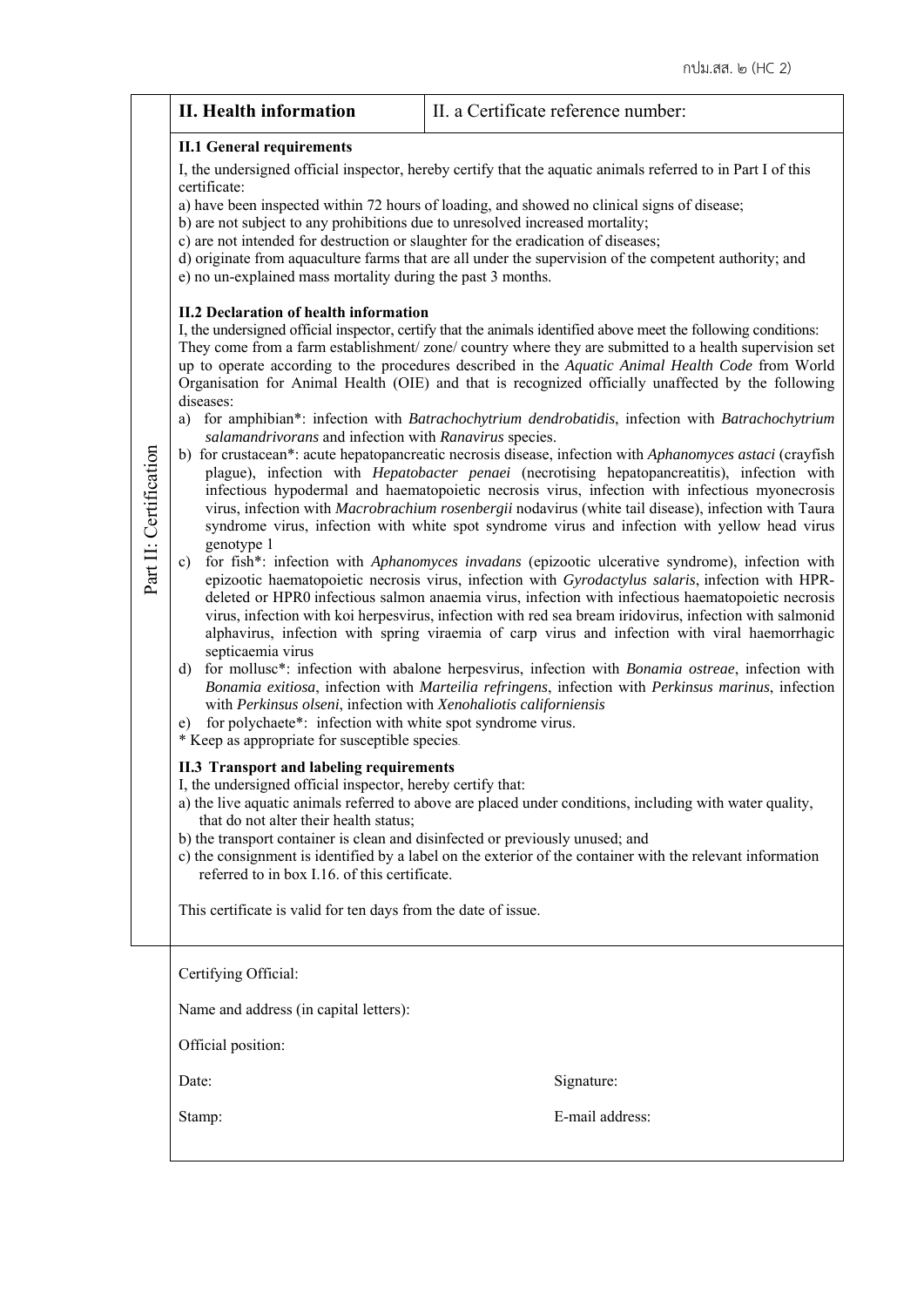| **II. Health information** | II. a Certificate reference number: |
|---|---|

**Part II: Certification**

**II.1 General requirements**

I, the undersigned official inspector, hereby certify that the aquatic animals referred to in Part I of this certificate:

a) have been inspected within 72 hours of loading, and showed no clinical signs of disease;
b) are not subject to any prohibitions due to unresolved increased mortality;
c) are not intended for destruction or slaughter for the eradication of diseases;
d) originate from aquaculture farms that are all under the supervision of the competent authority; and
e) no un-explained mass mortality during the past 3 months.

**II.2 Declaration of health information**

I, the undersigned official inspector, certify that the animals identified above meet the following conditions: They come from a farm establishment/ zone/ country where they are submitted to a health supervision set up to operate according to the procedures described in the *Aquatic Animal Health Code* from World Organisation for Animal Health (OIE) and that is recognized officially unaffected by the following diseases:

a) for amphibian*: infection with *Batrachochytrium dendrobatidis*, infection with *Batrachochytrium salamandrivorans* and infection with *Ranavirus* species.
b) for crustacean*: acute hepatopancreatic necrosis disease, infection with *Aphanomyces astaci* (crayfish plague), infection with *Hepatobacter penaei* (necrotising hepatopancreatitis), infection with infectious hypodermal and haematopoietic necrosis virus, infection with infectious myonecrosis virus, infection with *Macrobrachium rosenbergii* nodavirus (white tail disease), infection with Taura syndrome virus, infection with white spot syndrome virus and infection with yellow head virus genotype 1
c) for fish*: infection with *Aphanomyces invadans* (epizootic ulcerative syndrome), infection with epizootic haematopoietic necrosis virus, infection with *Gyrodactylus salaris*, infection with HPR-deleted or HPR0 infectious salmon anaemia virus, infection with infectious haematopoietic necrosis virus, infection with koi herpesvirus, infection with red sea bream iridovirus, infection with salmonid alphavirus, infection with spring viraemia of carp virus and infection with viral haemorrhagic septicaemia virus
d) for mollusc*: infection with abalone herpesvirus, infection with *Bonamia ostreae*, infection with *Bonamia exitiosa*, infection with *Marteilia refringens*, infection with *Perkinsus marinus*, infection with *Perkinsus olseni*, infection with *Xenohaliotis californiensis*
e) for polychaete*: infection with white spot syndrome virus.

* Keep as appropriate for susceptible species.

**II.3 Transport and labeling requirements**

I, the undersigned official inspector, hereby certify that:

a) the live aquatic animals referred to above are placed under conditions, including with water quality, that do not alter their health status;
b) the transport container is clean and disinfected or previously unused; and
c) the consignment is identified by a label on the exterior of the container with the relevant information referred to in box I.16. of this certificate.

This certificate is valid for ten days from the date of issue.

Certifying Official:

Name and address (in capital letters):

Official position:

Date: Signature:

Stamp: E-mail address: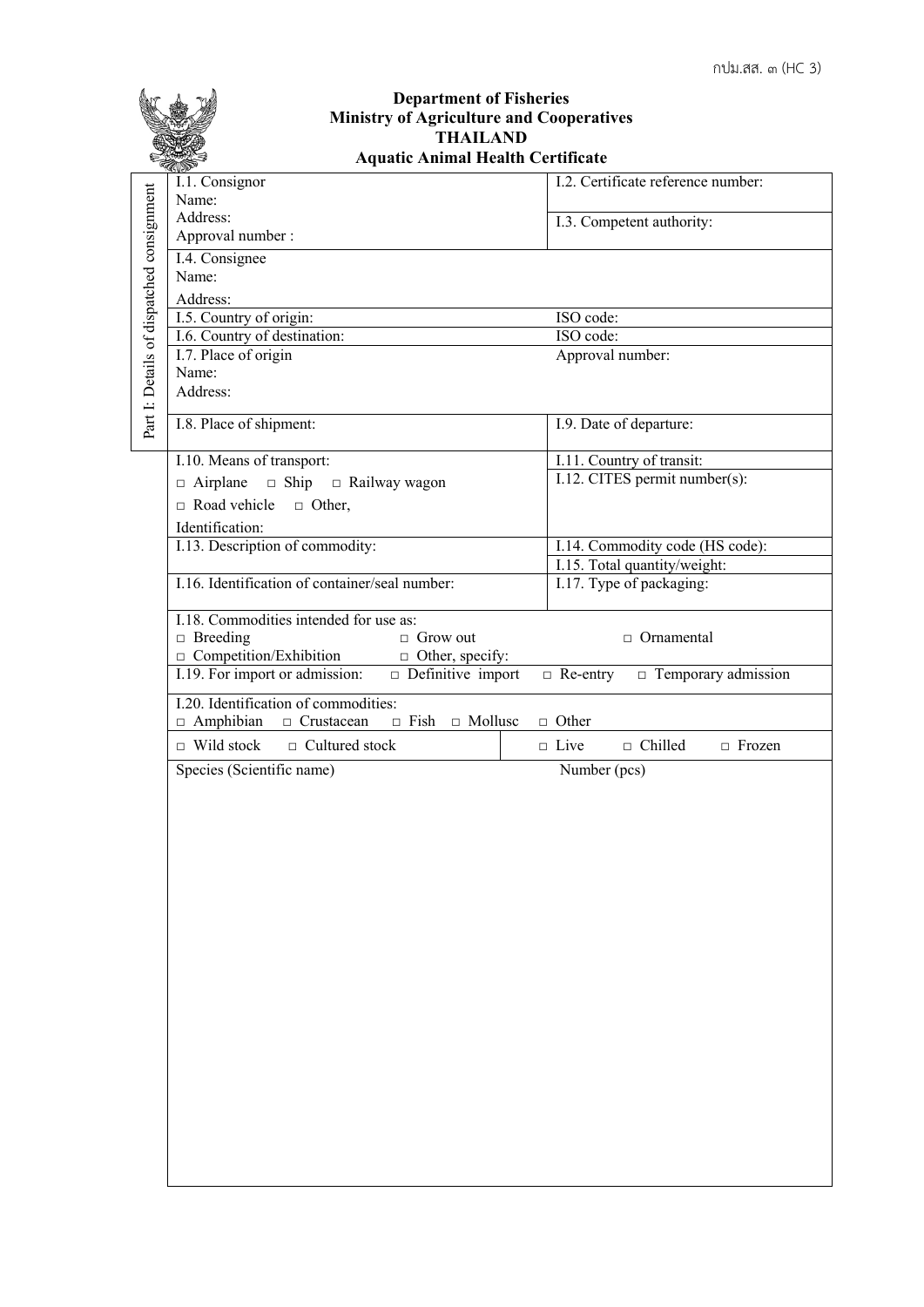กปม.สส. ๓ (HC 3)

**Department of Fisheries**
**Ministry of Agriculture and Cooperatives**
**THAILAND**
**Aquatic Animal Health Certificate**

Part I: Details of dispatched consignment

| | |
|---|---|
| I.1. Consignor<br>Name:<br>Address:<br>Approval number : | I.2. Certificate reference number:<br><br>I.3. Competent authority: |
| I.4. Consignee<br>Name:<br>Address: | |
| I.5. Country of origin: | ISO code: |
| I.6. Country of destination: | ISO code: |
| I.7. Place of origin<br>Name:<br>Address: | Approval number: |
| I.8. Place of shipment: | I.9. Date of departure: |
| I.10. Means of transport:<br>□ Airplane □ Ship □ Railway wagon<br>□ Road vehicle □ Other,<br>Identification: | I.11. Country of transit:<br>I.12. CITES permit number(s): |
| I.13. Description of commodity: | I.14. Commodity code (HS code):<br>I.15. Total quantity/weight: |
| I.16. Identification of container/seal number: | I.17. Type of packaging: |
| I.18. Commodities intended for use as:<br>□ Breeding □ Grow out □ Ornamental<br>□ Competition/Exhibition □ Other, specify: | |
| I.19. For import or admission: □ Definitive import □ Re-entry □ Temporary admission | |
| I.20. Identification of commodities:<br>□ Amphibian □ Crustacean □ Fish □ Mollusc □ Other | |
| □ Wild stock □ Cultured stock | □ Live □ Chilled □ Frozen |
| Species (Scientific name) | Number (pcs) |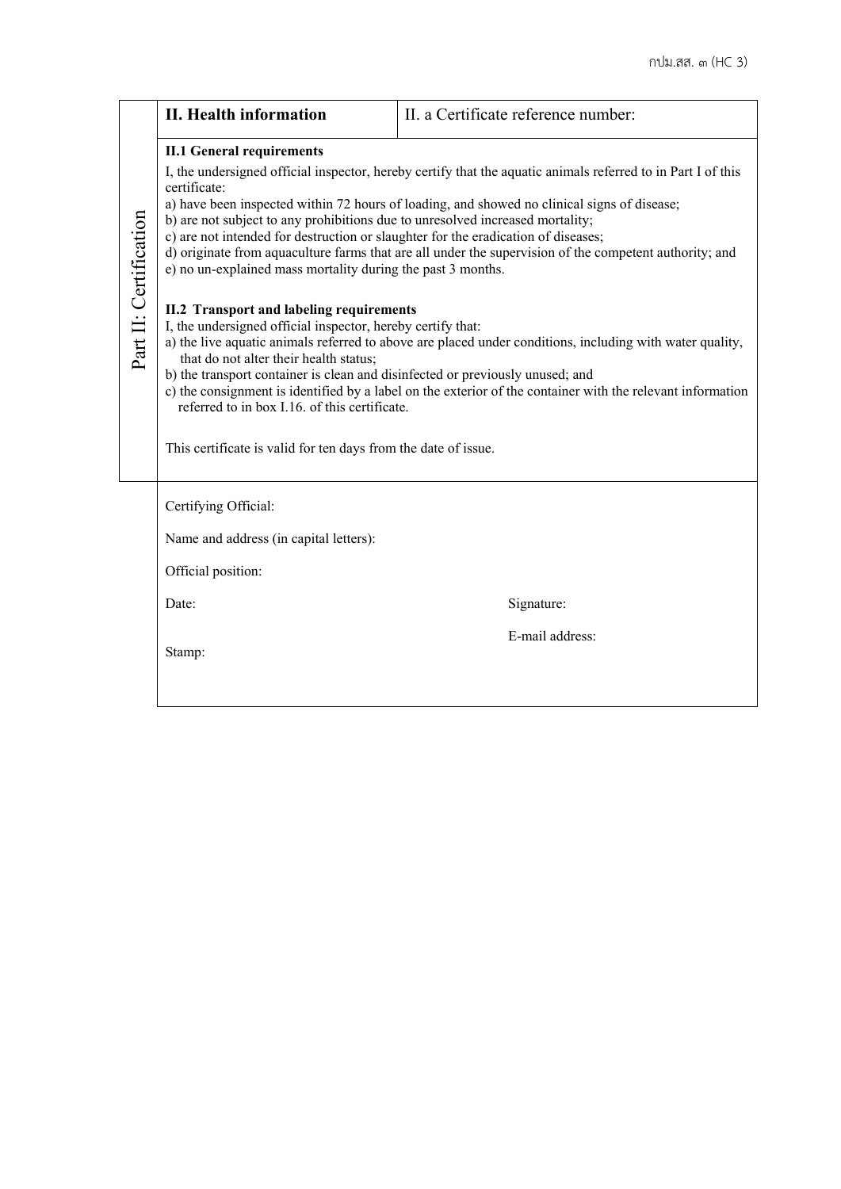กปม.สส. ๓ (HC 3)

**Part II: Certification**

| **II. Health information** | II. a Certificate reference number: |
|---|---|

**II.1 General requirements**

I, the undersigned official inspector, hereby certify that the aquatic animals referred to in Part I of this certificate:

a) have been inspected within 72 hours of loading, and showed no clinical signs of disease;
b) are not subject to any prohibitions due to unresolved increased mortality;
c) are not intended for destruction or slaughter for the eradication of diseases;
d) originate from aquaculture farms that are all under the supervision of the competent authority; and
e) no un-explained mass mortality during the past 3 months.

**II.2 Transport and labeling requirements**

I, the undersigned official inspector, hereby certify that:

a) the live aquatic animals referred to above are placed under conditions, including with water quality, that do not alter their health status;
b) the transport container is clean and disinfected or previously unused; and
c) the consignment is identified by a label on the exterior of the container with the relevant information referred to in box I.16. of this certificate.

This certificate is valid for ten days from the date of issue.

Certifying Official:

Name and address (in capital letters):

Official position:

Date: Signature:

E-mail address:

Stamp: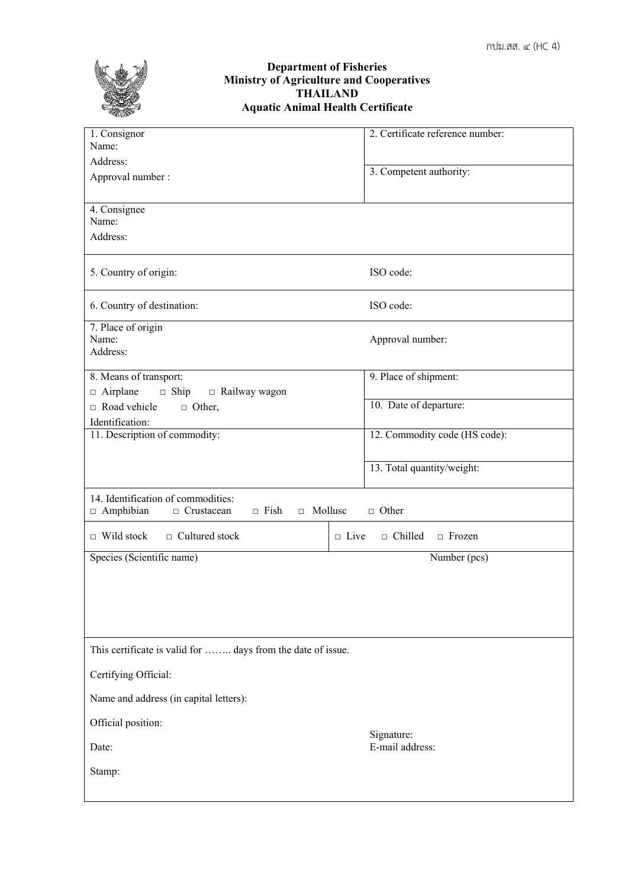กปม.สส. ๔ (HC 4)

**Department of Fisheries**
**Ministry of Agriculture and Cooperatives**
**THAILAND**
**Aquatic Animal Health Certificate**

| | |
|---|---|
| 1. Consignor<br>Name:<br>Address:<br>Approval number : | 2. Certificate reference number:<br><br>3. Competent authority: |
| 4. Consignee<br>Name:<br>Address: | |
| 5. Country of origin: | ISO code: |
| 6. Country of destination: | ISO code: |
| 7. Place of origin<br>Name:<br>Address: | Approval number: |
| 8. Means of transport:<br>□ Airplane □ Ship □ Railway wagon<br>□ Road vehicle □ Other,<br>Identification: | 9. Place of shipment:<br><br>10. Date of departure: |
| 11. Description of commodity: | 12. Commodity code (HS code):<br><br>13. Total quantity/weight: |
| 14. Identification of commodities:<br>□ Amphibian □ Crustacean □ Fish □ Mollusc □ Other | |
| □ Wild stock □ Cultured stock | □ Live □ Chilled □ Frozen |
| Species (Scientific name) | Number (pcs) |

This certificate is valid for …….. days from the date of issue.

Certifying Official:

Name and address (in capital letters):

Official position:

Date:

Stamp:

Signature:
E-mail address: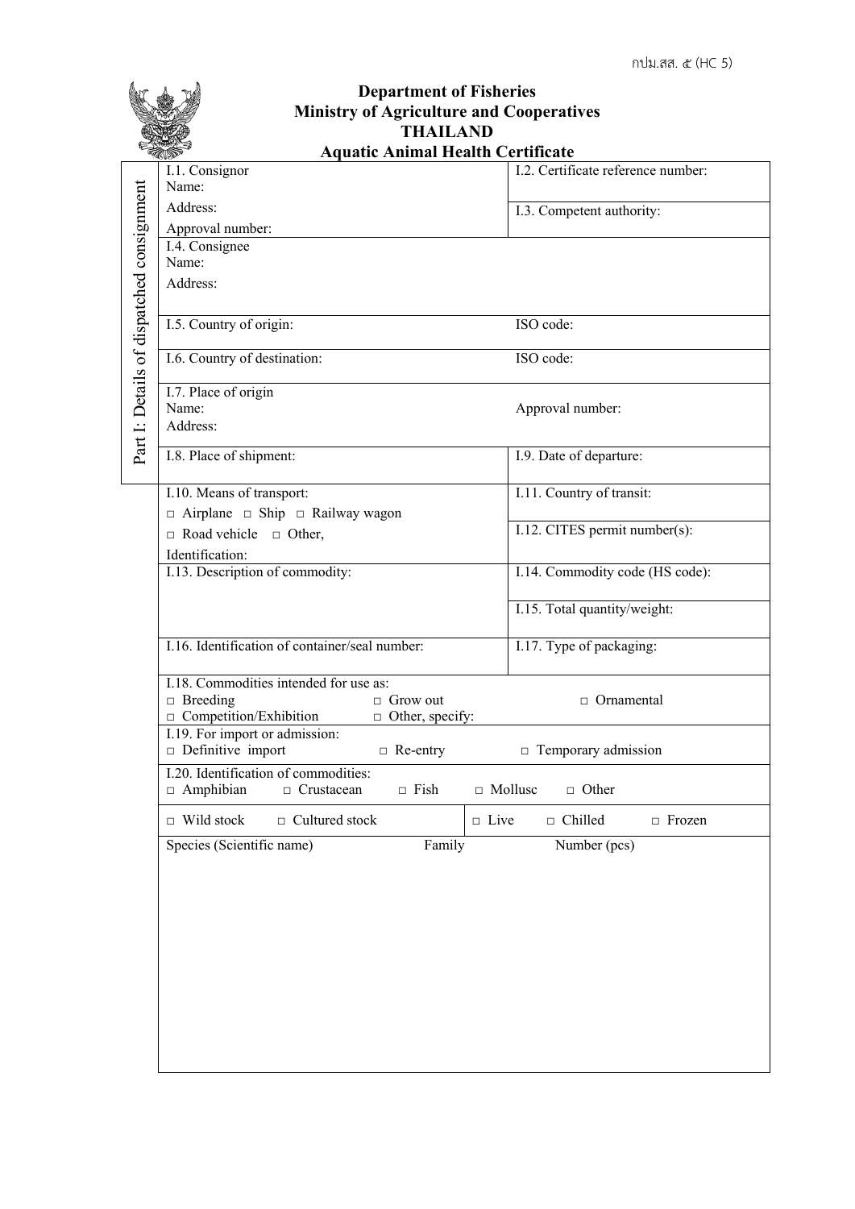กปม.สส. ๕ (HC 5)

**Department of Fisheries**
**Ministry of Agriculture and Cooperatives**
**THAILAND**
**Aquatic Animal Health Certificate**

Part I: Details of dispatched consignment

| | |
|---|---|
| I.1. Consignor<br>Name:<br>Address:<br>Approval number: | I.2. Certificate reference number:<br><br>I.3. Competent authority: |
| I.4. Consignee<br>Name:<br>Address: | |
| I.5. Country of origin: | ISO code: |
| I.6. Country of destination: | ISO code: |
| I.7. Place of origin<br>Name:<br>Address: | Approval number: |
| I.8. Place of shipment: | I.9. Date of departure: |
| I.10. Means of transport:<br>□ Airplane □ Ship □ Railway wagon<br>□ Road vehicle □ Other,<br>Identification: | I.11. Country of transit:<br><br>I.12. CITES permit number(s): |
| I.13. Description of commodity: | I.14. Commodity code (HS code):<br><br>I.15. Total quantity/weight: |
| I.16. Identification of container/seal number: | I.17. Type of packaging: |

I.18. Commodities intended for use as:
□ Breeding □ Grow out □ Ornamental
□ Competition/Exhibition □ Other, specify:

I.19. For import or admission:
□ Definitive import □ Re-entry □ Temporary admission

I.20. Identification of commodities:
□ Amphibian □ Crustacean □ Fish □ Mollusc □ Other

□ Wild stock □ Cultured stock | □ Live □ Chilled □ Frozen

| Species (Scientific name) | Family | Number (pcs) |
|---|---|---|
| | | |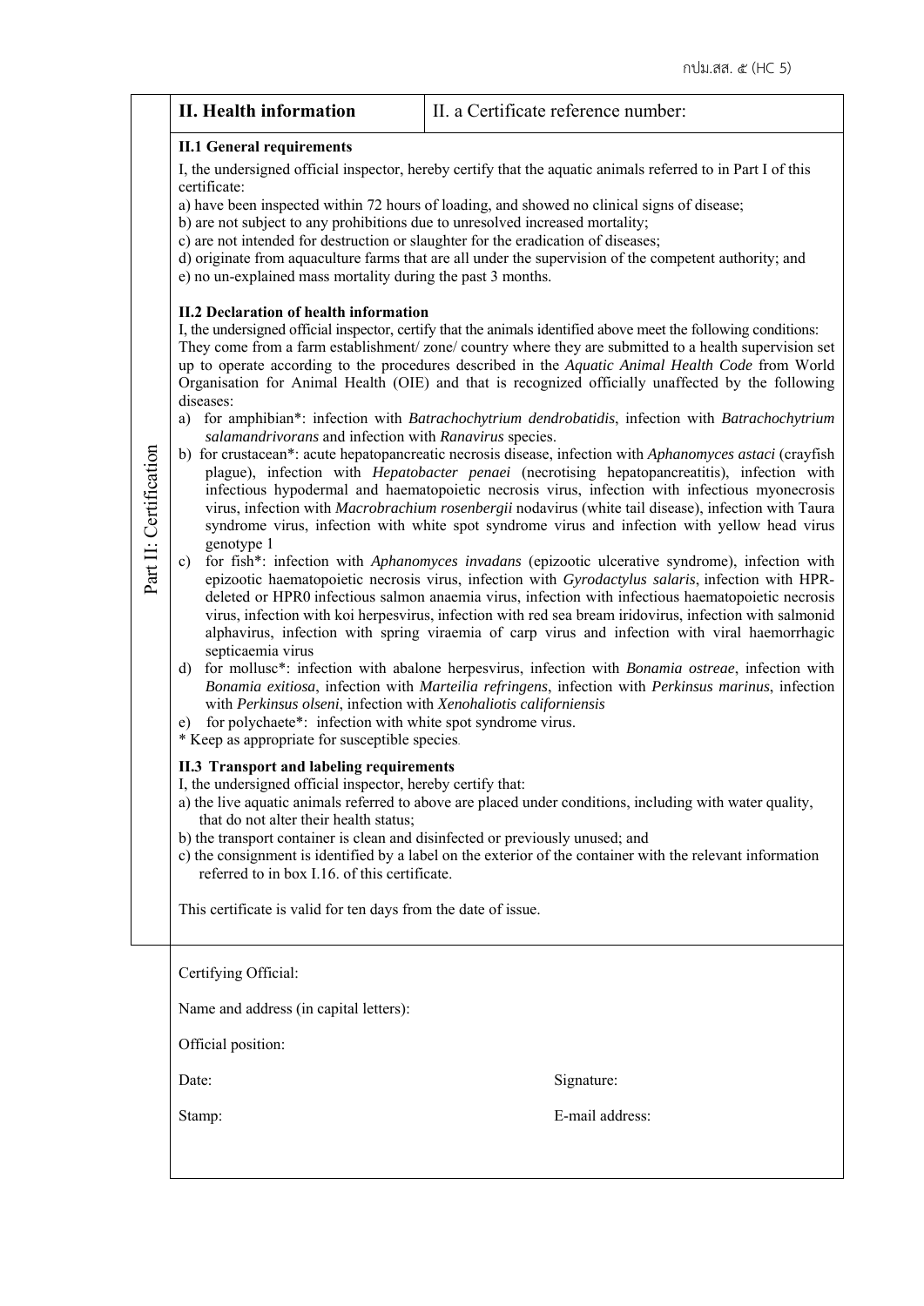| II. Health information | II. a Certificate reference number: |
|---|---|

**Part II: Certification**

**II.1 General requirements**

I, the undersigned official inspector, hereby certify that the aquatic animals referred to in Part I of this certificate:

a) have been inspected within 72 hours of loading, and showed no clinical signs of disease;
b) are not subject to any prohibitions due to unresolved increased mortality;
c) are not intended for destruction or slaughter for the eradication of diseases;
d) originate from aquaculture farms that are all under the supervision of the competent authority; and
e) no un-explained mass mortality during the past 3 months.

**II.2 Declaration of health information**

I, the undersigned official inspector, certify that the animals identified above meet the following conditions: They come from a farm establishment/ zone/ country where they are submitted to a health supervision set up to operate according to the procedures described in the *Aquatic Animal Health Code* from World Organisation for Animal Health (OIE) and that is recognized officially unaffected by the following diseases:

a) for amphibian*: infection with *Batrachochytrium dendrobatidis*, infection with *Batrachochytrium salamandrivorans* and infection with *Ranavirus* species.
b) for crustacean*: acute hepatopancreatic necrosis disease, infection with *Aphanomyces astaci* (crayfish plague), infection with *Hepatobacter penaei* (necrotising hepatopancreatitis), infection with infectious hypodermal and haematopoietic necrosis virus, infection with infectious myonecrosis virus, infection with *Macrobrachium rosenbergii* nodavirus (white tail disease), infection with Taura syndrome virus, infection with white spot syndrome virus and infection with yellow head virus genotype 1
c) for fish*: infection with *Aphanomyces invadans* (epizootic ulcerative syndrome), infection with epizootic haematopoietic necrosis virus, infection with *Gyrodactylus salaris*, infection with HPR-deleted or HPR0 infectious salmon anaemia virus, infection with infectious haematopoietic necrosis virus, infection with koi herpesvirus, infection with red sea bream iridovirus, infection with salmonid alphavirus, infection with spring viraemia of carp virus and infection with viral haemorrhagic septicaemia virus
d) for mollusc*: infection with abalone herpesvirus, infection with *Bonamia ostreae*, infection with *Bonamia exitiosa*, infection with *Marteilia refringens*, infection with *Perkinsus marinus*, infection with *Perkinsus olseni*, infection with *Xenohaliotis californiensis*
e) for polychaete*: infection with white spot syndrome virus.

* Keep as appropriate for susceptible species.

**II.3 Transport and labeling requirements**

I, the undersigned official inspector, hereby certify that:

a) the live aquatic animals referred to above are placed under conditions, including with water quality, that do not alter their health status;
b) the transport container is clean and disinfected or previously unused; and
c) the consignment is identified by a label on the exterior of the container with the relevant information referred to in box I.16. of this certificate.

This certificate is valid for ten days from the date of issue.

Certifying Official:

Name and address (in capital letters):

Official position:

Date: Signature:

Stamp: E-mail address: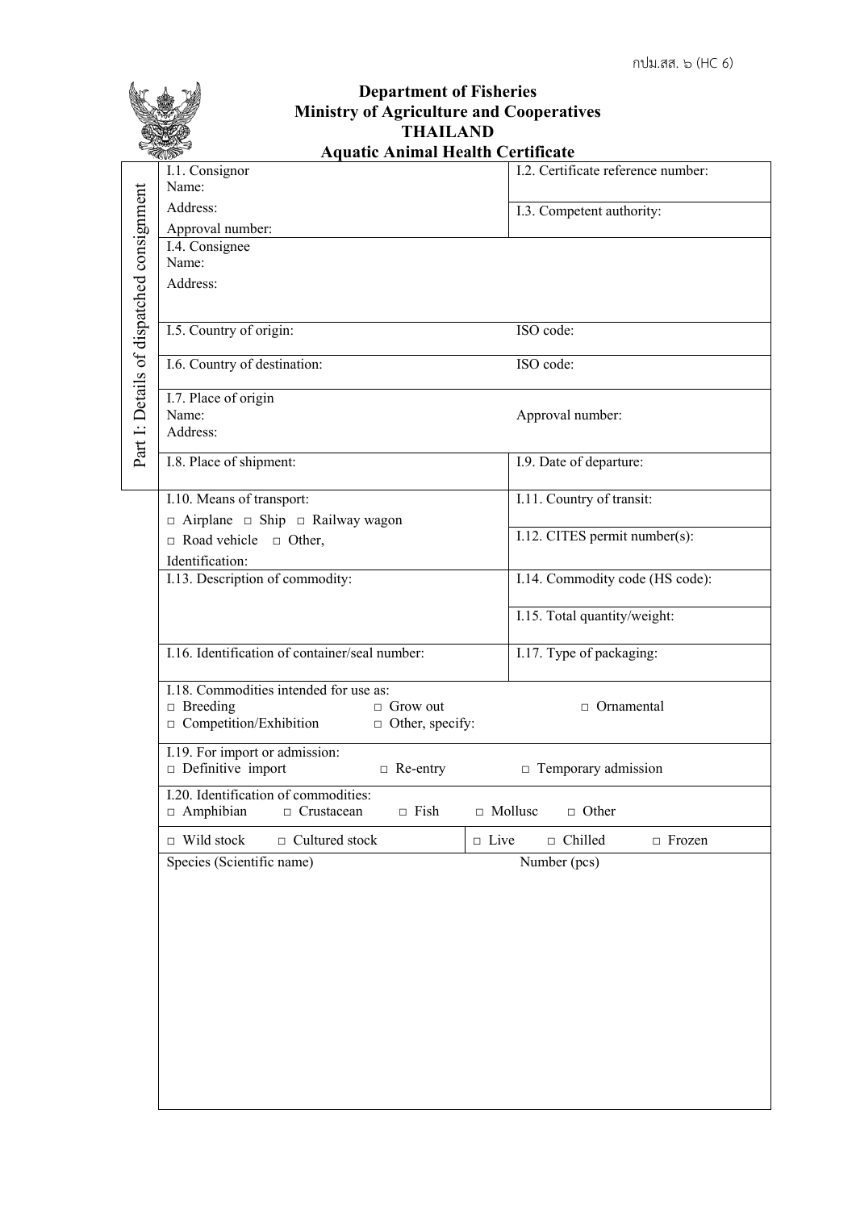กปม.สส. ๖ (HC 6)

**Department of Fisheries**
**Ministry of Agriculture and Cooperatives**
**THAILAND**
**Aquatic Animal Health Certificate**

Part I: Details of dispatched consignment

| | |
|---|---|
| I.1. Consignor<br>Name:<br>Address:<br>Approval number: | I.2. Certificate reference number:<br><br>I.3. Competent authority: |
| I.4. Consignee<br>Name:<br>Address: | |
| I.5. Country of origin: | ISO code: |
| I.6. Country of destination: | ISO code: |
| I.7. Place of origin<br>Name:<br>Address: | Approval number: |
| I.8. Place of shipment: | I.9. Date of departure: |
| I.10. Means of transport:<br>□ Airplane □ Ship □ Railway wagon<br>□ Road vehicle □ Other,<br>Identification: | I.11. Country of transit:<br><br>I.12. CITES permit number(s): |
| I.13. Description of commodity: | I.14. Commodity code (HS code):<br><br>I.15. Total quantity/weight: |
| I.16. Identification of container/seal number: | I.17. Type of packaging: |
| I.18. Commodities intended for use as:<br>□ Breeding □ Grow out □ Ornamental<br>□ Competition/Exhibition □ Other, specify: | |
| I.19. For import or admission:<br>□ Definitive import □ Re-entry □ Temporary admission | |
| I.20. Identification of commodities:<br>□ Amphibian □ Crustacean □ Fish □ Mollusc □ Other | |
| □ Wild stock □ Cultured stock | □ Live □ Chilled □ Frozen |
| Species (Scientific name) | Number (pcs) |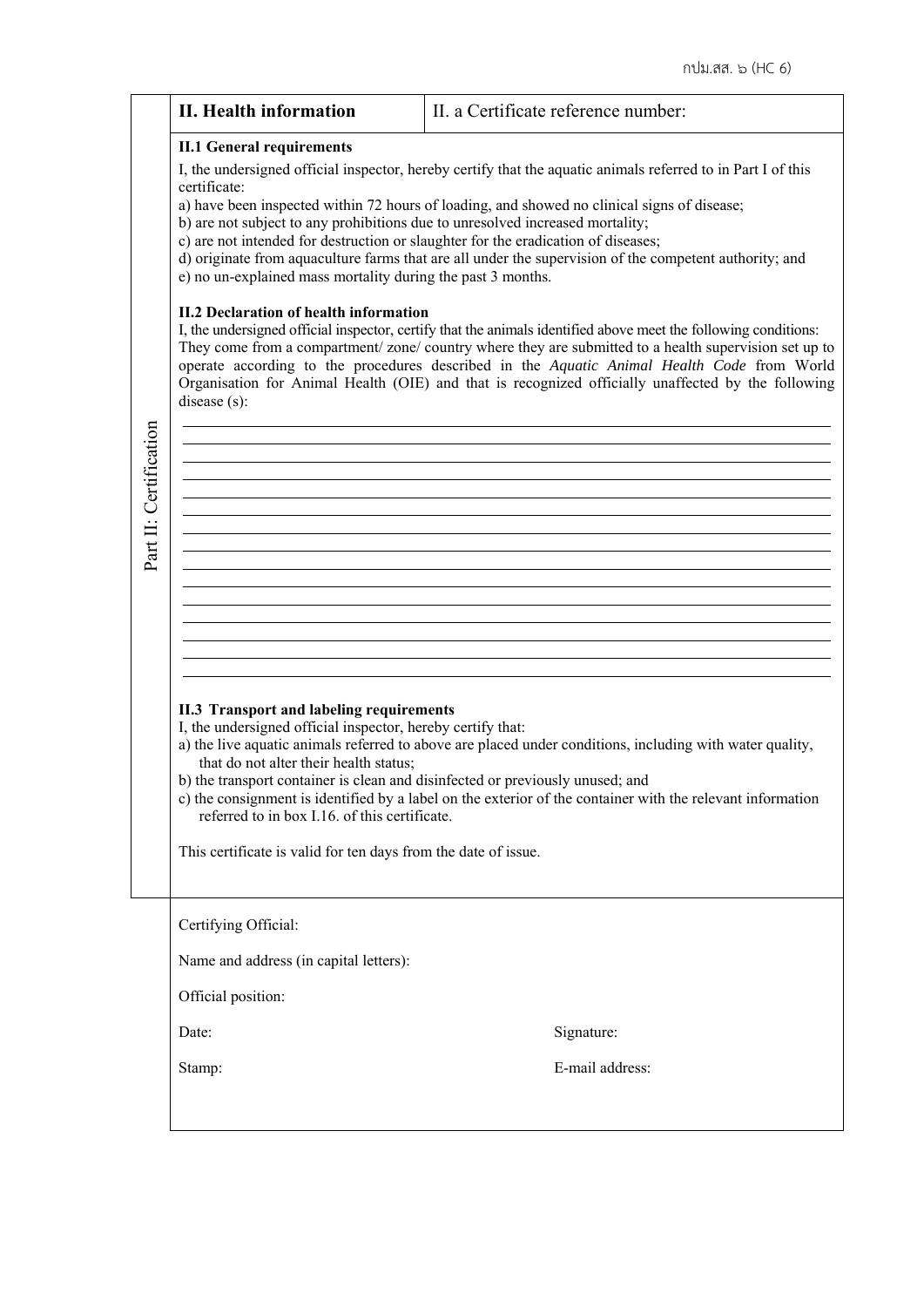กปม.สส. ๖ (HC 6)

Part II: Certification

| **II. Health information** | II. a Certificate reference number: |
|---|---|

**II.1 General requirements**

I, the undersigned official inspector, hereby certify that the aquatic animals referred to in Part I of this certificate:

a) have been inspected within 72 hours of loading, and showed no clinical signs of disease;
b) are not subject to any prohibitions due to unresolved increased mortality;
c) are not intended for destruction or slaughter for the eradication of diseases;
d) originate from aquaculture farms that are all under the supervision of the competent authority; and
e) no un-explained mass mortality during the past 3 months.

**II.2 Declaration of health information**

I, the undersigned official inspector, certify that the animals identified above meet the following conditions: They come from a compartment/ zone/ country where they are submitted to a health supervision set up to operate according to the procedures described in the *Aquatic Animal Health Code* from World Organisation for Animal Health (OIE) and that is recognized officially unaffected by the following disease (s):

______________________________________________________________________
______________________________________________________________________
______________________________________________________________________
______________________________________________________________________
______________________________________________________________________
______________________________________________________________________
______________________________________________________________________
______________________________________________________________________
______________________________________________________________________
______________________________________________________________________
______________________________________________________________________
______________________________________________________________________
______________________________________________________________________
______________________________________________________________________
______________________________________________________________________

**II.3 Transport and labeling requirements**

I, the undersigned official inspector, hereby certify that:

a) the live aquatic animals referred to above are placed under conditions, including with water quality, that do not alter their health status;
b) the transport container is clean and disinfected or previously unused; and
c) the consignment is identified by a label on the exterior of the container with the relevant information referred to in box I.16. of this certificate.

This certificate is valid for ten days from the date of issue.

Certifying Official:

Name and address (in capital letters):

Official position:

Date: Signature:

Stamp: E-mail address: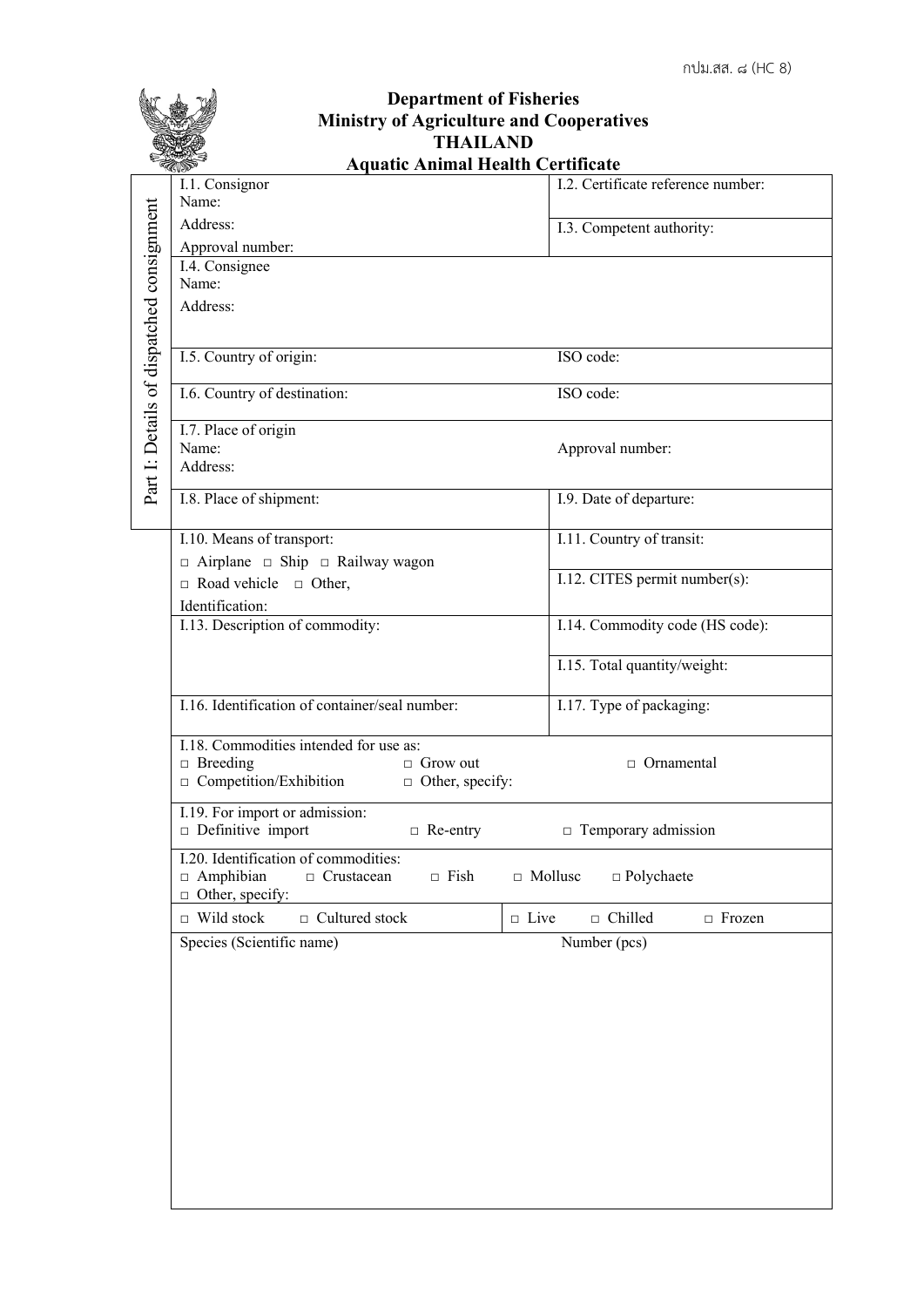กปม.สส. ๘ (HC 8)

**Department of Fisheries**
**Ministry of Agriculture and Cooperatives**
**THAILAND**
**Aquatic Animal Health Certificate**

Part I: Details of dispatched consignment

| | |
|---|---|
| I.1. Consignor<br>Name:<br>Address:<br>Approval number: | I.2. Certificate reference number:<br><br>I.3. Competent authority: |
| I.4. Consignee<br>Name:<br>Address: | |
| I.5. Country of origin: | ISO code: |
| I.6. Country of destination: | ISO code: |
| I.7. Place of origin<br>Name:<br>Address: | Approval number: |
| I.8. Place of shipment: | I.9. Date of departure: |
| I.10. Means of transport:<br>□ Airplane □ Ship □ Railway wagon<br>□ Road vehicle □ Other,<br>Identification: | I.11. Country of transit:<br><br>I.12. CITES permit number(s): |
| I.13. Description of commodity: | I.14. Commodity code (HS code):<br><br>I.15. Total quantity/weight: |
| I.16. Identification of container/seal number: | I.17. Type of packaging: |
| I.18. Commodities intended for use as:<br>□ Breeding □ Grow out □ Ornamental<br>□ Competition/Exhibition □ Other, specify: | |
| I.19. For import or admission:<br>□ Definitive import □ Re-entry □ Temporary admission | |
| I.20. Identification of commodities:<br>□ Amphibian □ Crustacean □ Fish □ Mollusc □ Polychaete<br>□ Other, specify: | |
| □ Wild stock □ Cultured stock | □ Live □ Chilled □ Frozen |
| Species (Scientific name) | Number (pcs) |
| | |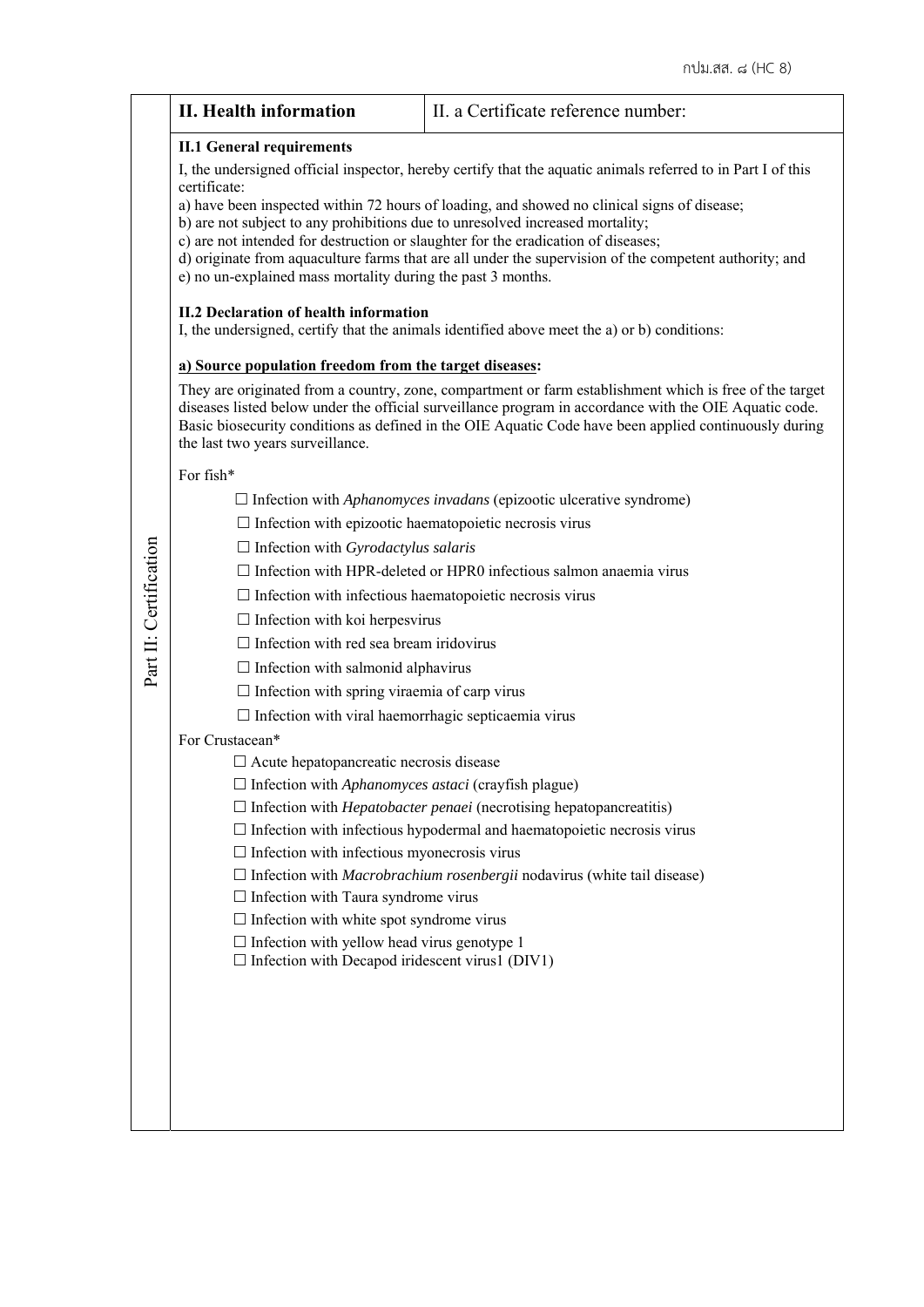| II. Health information | II. a Certificate reference number: |
|---|---|

**II.1 General requirements**

I, the undersigned official inspector, hereby certify that the aquatic animals referred to in Part I of this certificate:

a) have been inspected within 72 hours of loading, and showed no clinical signs of disease;
b) are not subject to any prohibitions due to unresolved increased mortality;
c) are not intended for destruction or slaughter for the eradication of diseases;
d) originate from aquaculture farms that are all under the supervision of the competent authority; and
e) no un-explained mass mortality during the past 3 months.

**II.2 Declaration of health information**

I, the undersigned, certify that the animals identified above meet the a) or b) conditions:

**a) Source population freedom from the target diseases:**

They are originated from a country, zone, compartment or farm establishment which is free of the target diseases listed below under the official surveillance program in accordance with the OIE Aquatic code. Basic biosecurity conditions as defined in the OIE Aquatic Code have been applied continuously during the last two years surveillance.

For fish*

- ☐ Infection with *Aphanomyces invadans* (epizootic ulcerative syndrome)
- ☐ Infection with epizootic haematopoietic necrosis virus
- ☐ Infection with *Gyrodactylus salaris*
- ☐ Infection with HPR-deleted or HPR0 infectious salmon anaemia virus
- ☐ Infection with infectious haematopoietic necrosis virus
- ☐ Infection with koi herpesvirus
- ☐ Infection with red sea bream iridovirus
- ☐ Infection with salmonid alphavirus
- ☐ Infection with spring viraemia of carp virus
- ☐ Infection with viral haemorrhagic septicaemia virus

For Crustacean*

- ☐ Acute hepatopancreatic necrosis disease
- ☐ Infection with *Aphanomyces astaci* (crayfish plague)
- ☐ Infection with *Hepatobacter penaei* (necrotising hepatopancreatitis)
- ☐ Infection with infectious hypodermal and haematopoietic necrosis virus
- ☐ Infection with infectious myonecrosis virus
- ☐ Infection with *Macrobrachium rosenbergii* nodavirus (white tail disease)
- ☐ Infection with Taura syndrome virus
- ☐ Infection with white spot syndrome virus
- ☐ Infection with yellow head virus genotype 1
- ☐ Infection with Decapod iridescent virus1 (DIV1)

Part II: Certification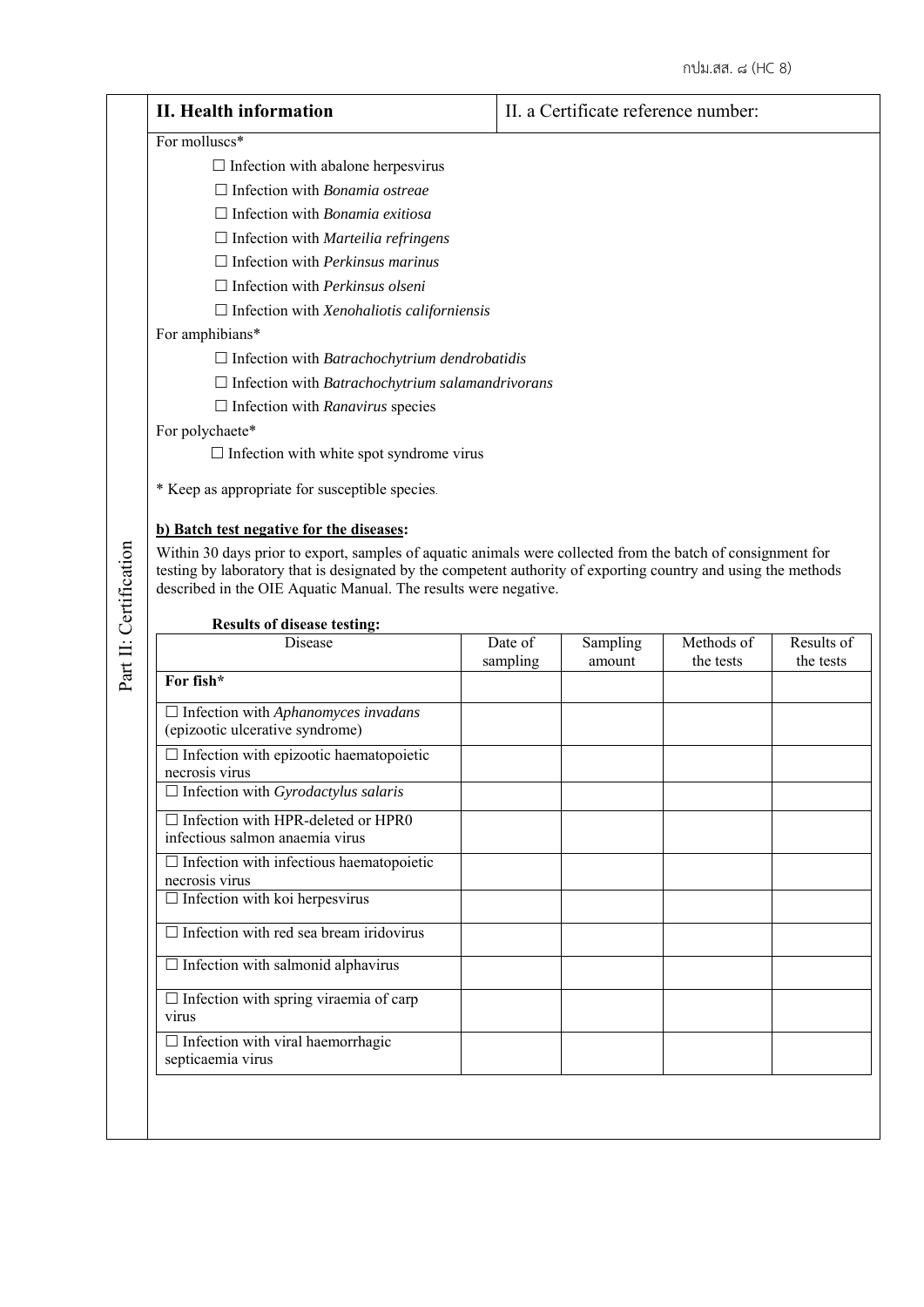| **II. Health information** | II. a Certificate reference number: |
|---|---|

For molluscs*

☐ Infection with abalone herpesvirus

☐ Infection with *Bonamia ostreae*

☐ Infection with *Bonamia exitiosa*

☐ Infection with *Marteilia refringens*

☐ Infection with *Perkinsus marinus*

☐ Infection with *Perkinsus olseni*

☐ Infection with *Xenohaliotis californiensis*

For amphibians*

☐ Infection with *Batrachochytrium dendrobatidis*

☐ Infection with *Batrachochytrium salamandrivorans*

☐ Infection with *Ranavirus* species

For polychaete*

☐ Infection with white spot syndrome virus

* Keep as appropriate for susceptible species.

**b) Batch test negative for the diseases:**

Within 30 days prior to export, samples of aquatic animals were collected from the batch of consignment for testing by laboratory that is designated by the competent authority of exporting country and using the methods described in the OIE Aquatic Manual. The results were negative.

**Results of disease testing:**

| Disease | Date of sampling | Sampling amount | Methods of the tests | Results of the tests |
|---|---|---|---|---|
| **For fish*** | | | | |
| ☐ Infection with *Aphanomyces invadans* (epizootic ulcerative syndrome) | | | | |
| ☐ Infection with epizootic haematopoietic necrosis virus | | | | |
| ☐ Infection with *Gyrodactylus salaris* | | | | |
| ☐ Infection with HPR-deleted or HPR0 infectious salmon anaemia virus | | | | |
| ☐ Infection with infectious haematopoietic necrosis virus | | | | |
| ☐ Infection with koi herpesvirus | | | | |
| ☐ Infection with red sea bream iridovirus | | | | |
| ☐ Infection with salmonid alphavirus | | | | |
| ☐ Infection with spring viraemia of carp virus | | | | |
| ☐ Infection with viral haemorrhagic septicaemia virus | | | | |

Part II: Certification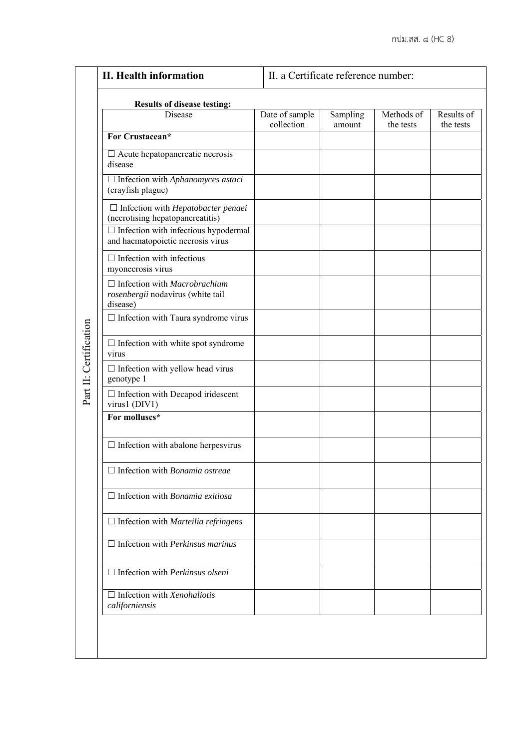Part II: Certification

| **II. Health information** | II. a Certificate reference number: |
|---|---|

**Results of disease testing:**

| Disease | Date of sample collection | Sampling amount | Methods of the tests | Results of the tests |
|---|---|---|---|---|
| **For Crustacean*** | | | | |
| ☐ Acute hepatopancreatic necrosis disease | | | | |
| ☐ Infection with *Aphanomyces astaci* (crayfish plague) | | | | |
| ☐ Infection with *Hepatobacter penaei* (necrotising hepatopancreatitis) | | | | |
| ☐ Infection with infectious hypodermal and haematopoietic necrosis virus | | | | |
| ☐ Infection with infectious myonecrosis virus | | | | |
| ☐ Infection with *Macrobrachium rosenbergii* nodavirus (white tail disease) | | | | |
| ☐ Infection with Taura syndrome virus | | | | |
| ☐ Infection with white spot syndrome virus | | | | |
| ☐ Infection with yellow head virus genotype 1 | | | | |
| ☐ Infection with Decapod iridescent virus1 (DIV1) | | | | |
| **For molluscs*** | | | | |
| ☐ Infection with abalone herpesvirus | | | | |
| ☐ Infection with *Bonamia ostreae* | | | | |
| ☐ Infection with *Bonamia exitiosa* | | | | |
| ☐ Infection with *Marteilia refringens* | | | | |
| ☐ Infection with *Perkinsus marinus* | | | | |
| ☐ Infection with *Perkinsus olseni* | | | | |
| ☐ Infection with *Xenohaliotis californiensis* | | | | |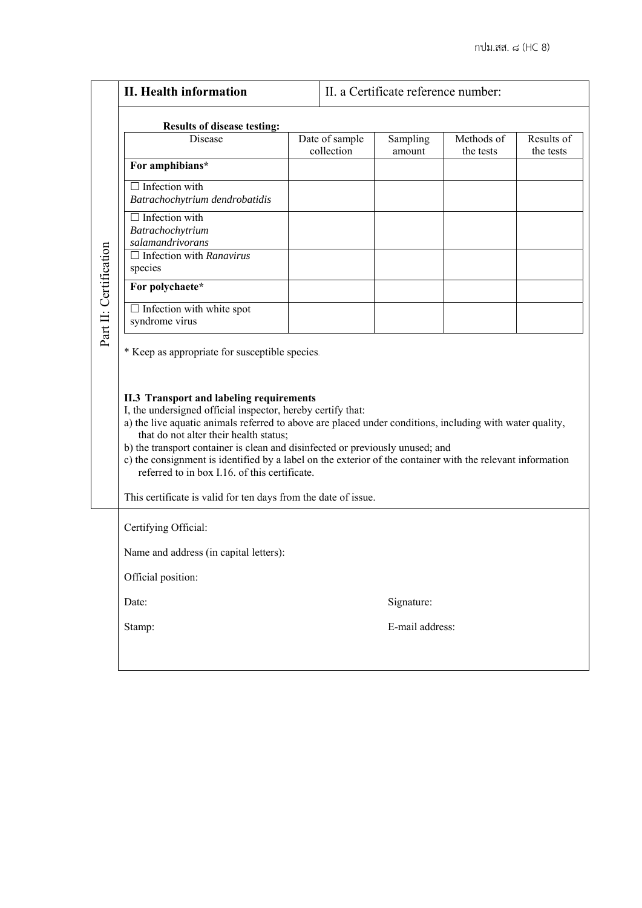## II. Health information

II. a Certificate reference number:

Part II: Certification

**Results of disease testing:**

| Disease | Date of sample collection | Sampling amount | Methods of the tests | Results of the tests |
| --- | --- | --- | --- | --- |
| **For amphibians*** | | | | |
| ☐ Infection with *Batrachochytrium dendrobatidis* | | | | |
| ☐ Infection with *Batrachochytrium salamandrivorans* | | | | |
| ☐ Infection with *Ranavirus* species | | | | |
| **For polychaete*** | | | | |
| ☐ Infection with white spot syndrome virus | | | | |

* Keep as appropriate for susceptible species.

**II.3 Transport and labeling requirements**

I, the undersigned official inspector, hereby certify that:

a) the live aquatic animals referred to above are placed under conditions, including with water quality, that do not alter their health status;

b) the transport container is clean and disinfected or previously unused; and

c) the consignment is identified by a label on the exterior of the container with the relevant information referred to in box I.16. of this certificate.

This certificate is valid for ten days from the date of issue.

Certifying Official:

Name and address (in capital letters):

Official position:

Date: Signature:

Stamp: E-mail address: